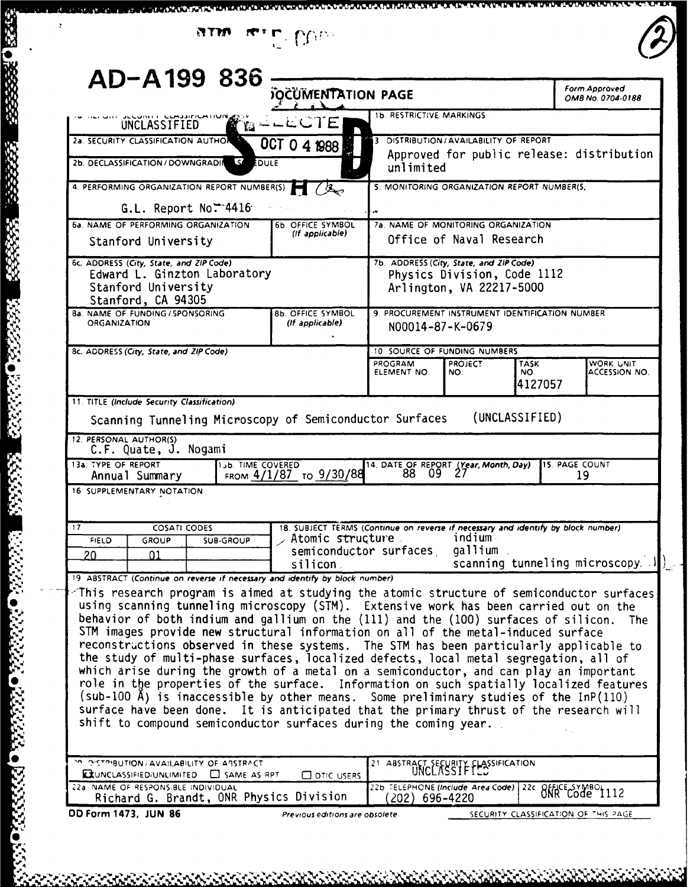DTIC FILE COPY

(2)

# AD-A199 836

## REPORT DOCUMENTATION PAGE

Form Approved
OMB No. 0704-0188

DTIC ELECTE OCT 0 4 1988 S H D

| | |
|---|---|
| 1a. REPORT SECURITY CLASSIFICATION: UNCLASSIFIED | 1b. RESTRICTIVE MARKINGS |
| 2a. SECURITY CLASSIFICATION AUTHORITY | 3. DISTRIBUTION/AVAILABILITY OF REPORT: Approved for public release: distribution unlimited |
| 2b. DECLASSIFICATION / DOWNGRADING SCHEDULE | |
| 4. PERFORMING ORGANIZATION REPORT NUMBER(S): G.L. Report No. 4416 | 5. MONITORING ORGANIZATION REPORT NUMBER(S) |
| 6a. NAME OF PERFORMING ORGANIZATION: Stanford University; 6b. OFFICE SYMBOL (If applicable) | 7a. NAME OF MONITORING ORGANIZATION: Office of Naval Research |
| 6c. ADDRESS (City, State, and ZIP Code): Edward L. Ginzton Laboratory, Stanford University, Stanford, CA 94305 | 7b. ADDRESS (City, State, and ZIP Code): Physics Division, Code 1112, Arlington, VA 22217-5000 |
| 8a. NAME OF FUNDING/SPONSORING ORGANIZATION; 8b. OFFICE SYMBOL (If applicable) | 9. PROCUREMENT INSTRUMENT IDENTIFICATION NUMBER: N00014-87-K-0679 |
| 8c. ADDRESS (City, State, and ZIP Code) | 10. SOURCE OF FUNDING NUMBERS |

| PROGRAM ELEMENT NO. | PROJECT NO. | TASK NO. | WORK UNIT ACCESSION NO. |
|---|---|---|---|
| | | 4127057 | |

11. TITLE (Include Security Classification): Scanning Tunneling Microscopy of Semiconductor Surfaces (UNCLASSIFIED)

12. PERSONAL AUTHOR(S): C.F. Quate, J. Nogami

| 13a. TYPE OF REPORT | 13b. TIME COVERED | 14. DATE OF REPORT (Year, Month, Day) | 15. PAGE COUNT |
|---|---|---|---|
| Annual Summary | FROM 4/1/87 TO 9/30/88 | 88 09 27 | 19 |

16. SUPPLEMENTARY NOTATION

| 17. COSATI CODES | | | 18. SUBJECT TERMS (Continue on reverse if necessary and identify by block number) |
|---|---|---|---|
| FIELD | GROUP | SUB-GROUP | |
| 20 | 01 | | Atomic structure, semiconductor surfaces, silicon, indium, gallium, scanning tunneling microscopy |

19. ABSTRACT (Continue on reverse if necessary and identify by block number)

This research program is aimed at studying the atomic structure of semiconductor surfaces using scanning tunneling microscopy (STM). Extensive work has been carried out on the behavior of both indium and gallium on the (111) and the (100) surfaces of silicon. The STM images provide new structural information on all of the metal-induced surface reconstructions observed in these systems. The STM has been particularly applicable to the study of multi-phase surfaces, localized defects, local metal segregation, all of which arise during the growth of a metal on a semiconductor, and can play an important role in the properties of the surface. Information on such spatially localized features (sub-100 Å) is inaccessible by other means. Some preliminary studies of the InP(110) surface have been done. It is anticipated that the primary thrust of the research will shift to compound semiconductor surfaces during the coming year.

| | |
|---|---|
| 20. DISTRIBUTION / AVAILABILITY OF ABSTRACT: ☒ UNCLASSIFIED/UNLIMITED ☐ SAME AS RPT ☐ DTIC USERS | 21. ABSTRACT SECURITY CLASSIFICATION: UNCLASSIFIED |
| 22a. NAME OF RESPONSIBLE INDIVIDUAL: Richard G. Brandt, ONR Physics Division | 22b. TELEPHONE (Include Area Code): (202) 696-4220; 22c. OFFICE SYMBOL: ONR Code 1112 |

DD Form 1473, JUN 86 — Previous editions are obsolete. — SECURITY CLASSIFICATION OF THIS PAGE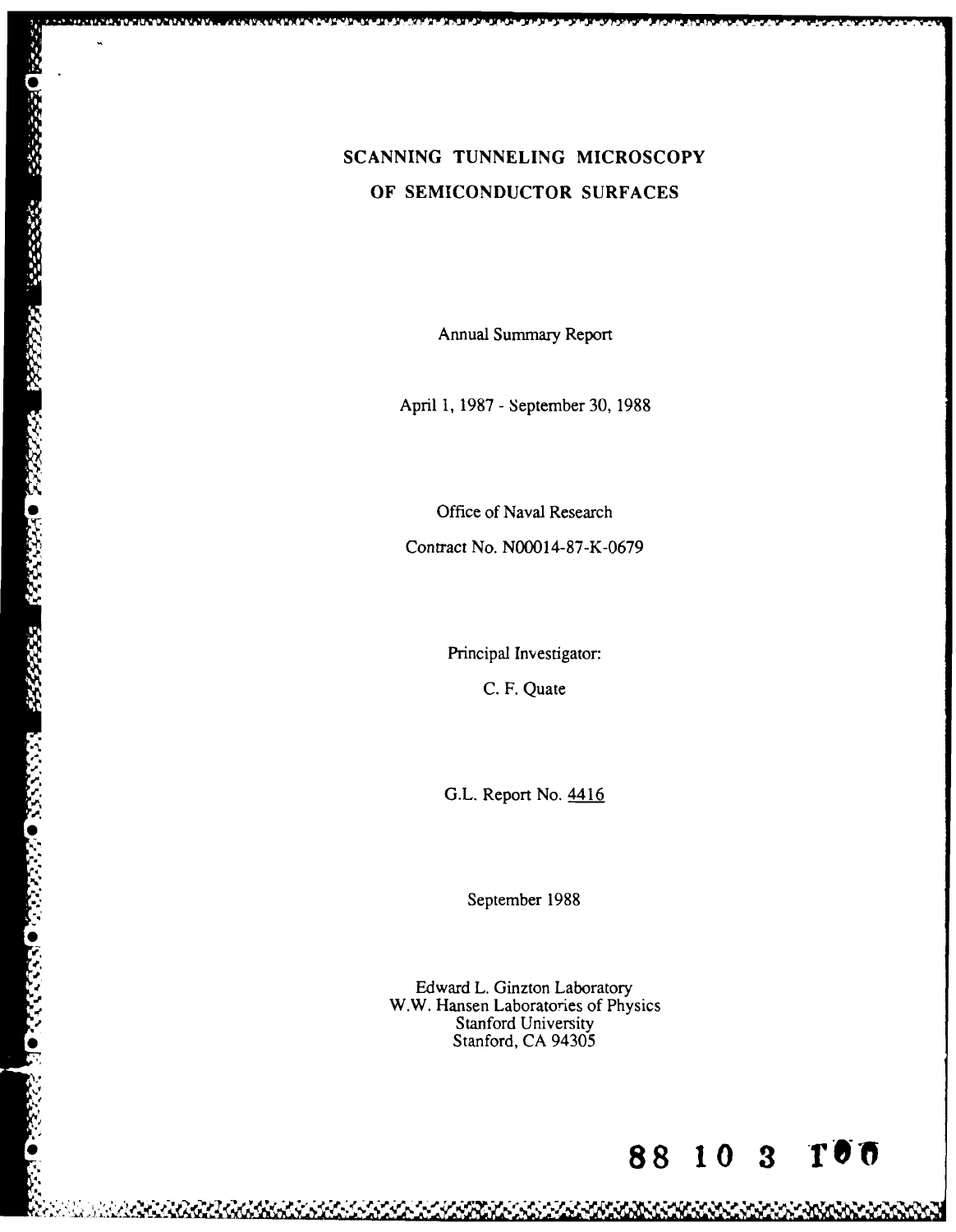# SCANNING TUNNELING MICROSCOPY OF SEMICONDUCTOR SURFACES

Annual Summary Report

April 1, 1987 - September 30, 1988

Office of Naval Research

Contract No. N00014-87-K-0679

Principal Investigator:

C. F. Quate

G.L. Report No. 4416

September 1988

Edward L. Ginzton Laboratory
W.W. Hansen Laboratories of Physics
Stanford University
Stanford, CA 94305

**88 10 3 100**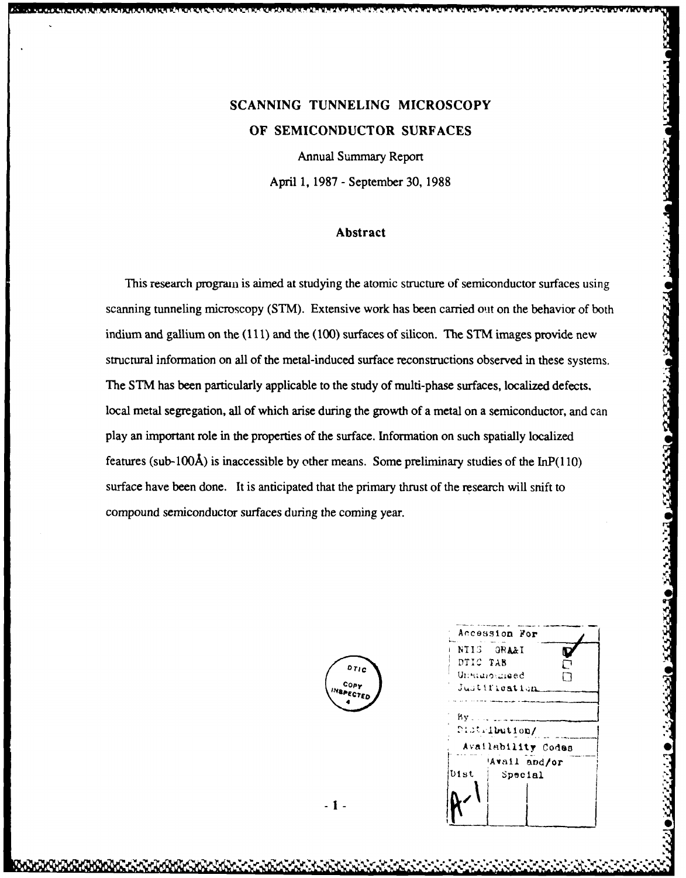# SCANNING TUNNELING MICROSCOPY OF SEMICONDUCTOR SURFACES

Annual Summary Report

April 1, 1987 - September 30, 1988

## Abstract

This research program is aimed at studying the atomic structure of semiconductor surfaces using scanning tunneling microscopy (STM). Extensive work has been carried out on the behavior of both indium and gallium on the (111) and the (100) surfaces of silicon. The STM images provide new structural information on all of the metal-induced surface reconstructions observed in these systems. The STM has been particularly applicable to the study of multi-phase surfaces, localized defects, local metal segregation, all of which arise during the growth of a metal on a semiconductor, and can play an important role in the properties of the surface. Information on such spatially localized features (sub-100Å) is inaccessible by other means. Some preliminary studies of the InP(110) surface have been done. It is anticipated that the primary thrust of the research will snift to compound semiconductor surfaces during the coming year.

DTIC COPY INSPECTED 4

| Accession For | |
|---|---|
| NTIS GRA&I | ☑ |
| DTIC TAB | ☐ |
| Unannounced | ☐ |
| Justification | |
| By | |
| Distribution/ | |
| Availability Codes | |
| Dist | Avail and/or Special |
| A-1 | |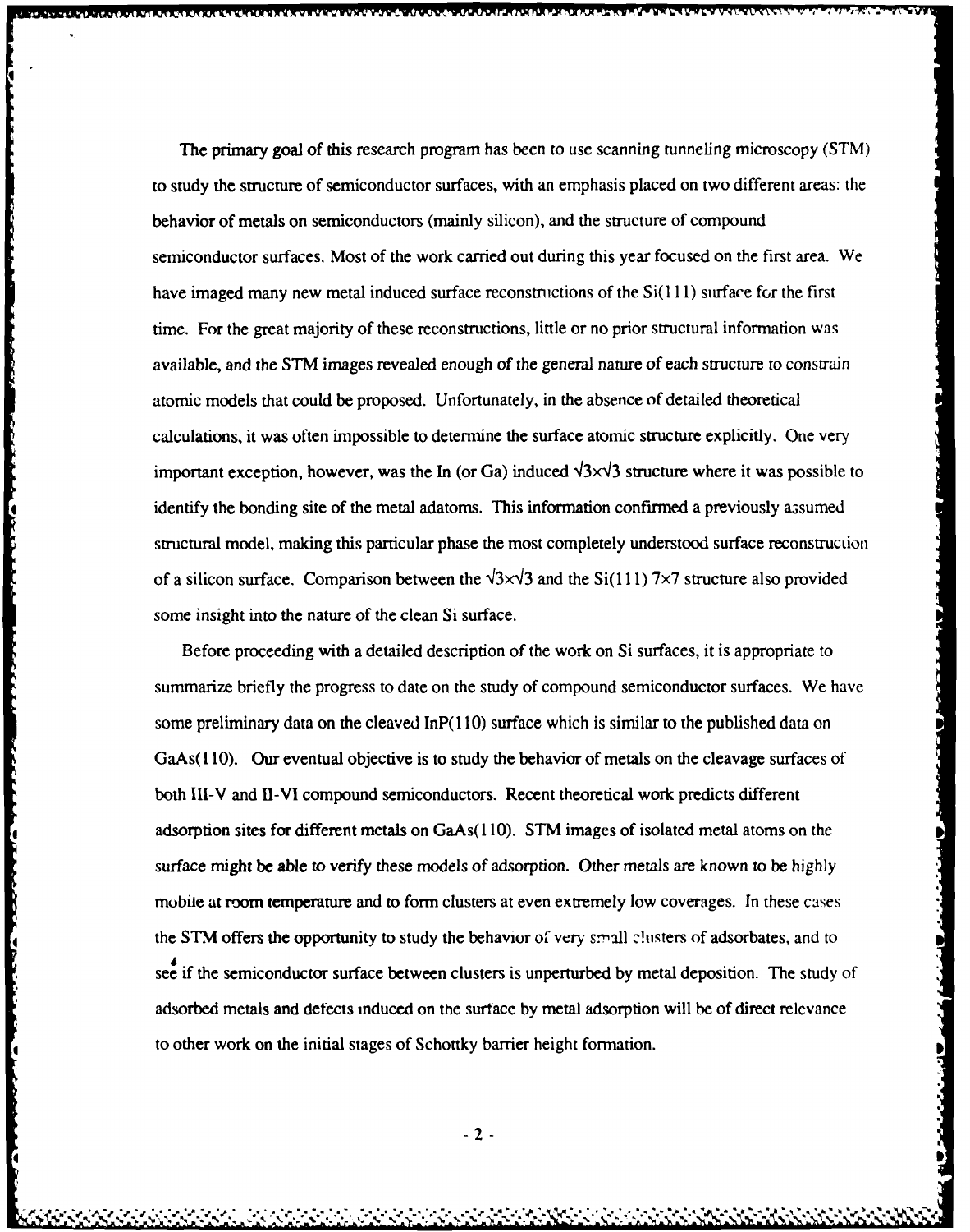The primary goal of this research program has been to use scanning tunneling microscopy (STM) to study the structure of semiconductor surfaces, with an emphasis placed on two different areas: the behavior of metals on semiconductors (mainly silicon), and the structure of compound semiconductor surfaces. Most of the work carried out during this year focused on the first area. We have imaged many new metal induced surface reconstructions of the Si(111) surface for the first time. For the great majority of these reconstructions, little or no prior structural information was available, and the STM images revealed enough of the general nature of each structure to constrain atomic models that could be proposed. Unfortunately, in the absence of detailed theoretical calculations, it was often impossible to determine the surface atomic structure explicitly. One very important exception, however, was the In (or Ga) induced $\sqrt{3}\times\sqrt{3}$ structure where it was possible to identify the bonding site of the metal adatoms. This information confirmed a previously assumed structural model, making this particular phase the most completely understood surface reconstruction of a silicon surface. Comparison between the $\sqrt{3}\times\sqrt{3}$ and the Si(111) $7\times7$ structure also provided some insight into the nature of the clean Si surface.

Before proceeding with a detailed description of the work on Si surfaces, it is appropriate to summarize briefly the progress to date on the study of compound semiconductor surfaces. We have some preliminary data on the cleaved InP(110) surface which is similar to the published data on GaAs(110). Our eventual objective is to study the behavior of metals on the cleavage surfaces of both III-V and II-VI compound semiconductors. Recent theoretical work predicts different adsorption sites for different metals on GaAs(110). STM images of isolated metal atoms on the surface might be able to verify these models of adsorption. Other metals are known to be highly mobile at room temperature and to form clusters at even extremely low coverages. In these cases the STM offers the opportunity to study the behavior of very small clusters of adsorbates, and to see if the semiconductor surface between clusters is unperturbed by metal deposition. The study of adsorbed metals and defects induced on the surface by metal adsorption will be of direct relevance to other work on the initial stages of Schottky barrier height formation.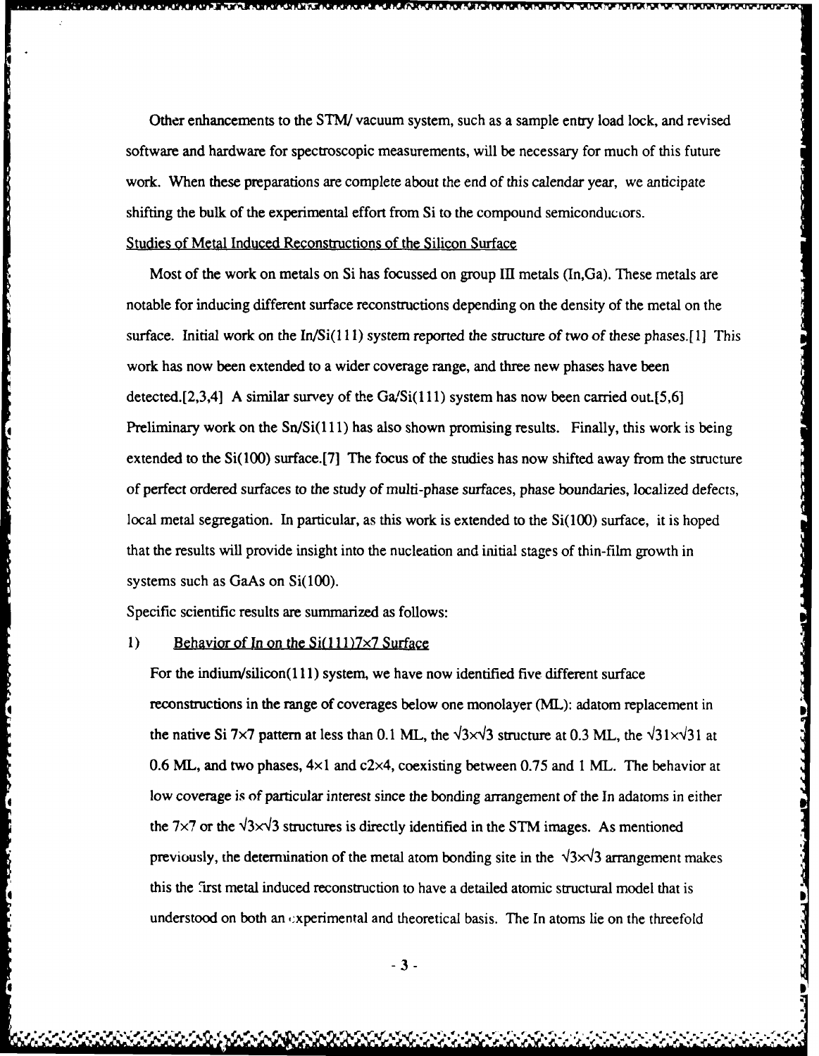Other enhancements to the STM/ vacuum system, such as a sample entry load lock, and revised software and hardware for spectroscopic measurements, will be necessary for much of this future work. When these preparations are complete about the end of this calendar year, we anticipate shifting the bulk of the experimental effort from Si to the compound semiconductors.

## Studies of Metal Induced Reconstructions of the Silicon Surface

Most of the work on metals on Si has focussed on group III metals (In,Ga). These metals are notable for inducing different surface reconstructions depending on the density of the metal on the surface. Initial work on the In/Si(111) system reported the structure of two of these phases.[1] This work has now been extended to a wider coverage range, and three new phases have been detected.[2,3,4] A similar survey of the Ga/Si(111) system has now been carried out.[5,6] Preliminary work on the Sn/Si(111) has also shown promising results. Finally, this work is being extended to the Si(100) surface.[7] The focus of the studies has now shifted away from the structure of perfect ordered surfaces to the study of multi-phase surfaces, phase boundaries, localized defects, local metal segregation. In particular, as this work is extended to the Si(100) surface, it is hoped that the results will provide insight into the nucleation and initial stages of thin-film growth in systems such as GaAs on Si(100).

Specific scientific results are summarized as follows:

1) Behavior of In on the Si(111)7×7 Surface

For the indium/silicon(111) system, we have now identified five different surface reconstructions in the range of coverages below one monolayer (ML): adatom replacement in the native Si 7×7 pattern at less than 0.1 ML, the $\sqrt{3}\times\sqrt{3}$ structure at 0.3 ML, the $\sqrt{31}\times\sqrt{31}$ at 0.6 ML, and two phases, 4×1 and c2×4, coexisting between 0.75 and 1 ML. The behavior at low coverage is of particular interest since the bonding arrangement of the In adatoms in either the 7×7 or the $\sqrt{3}\times\sqrt{3}$ structures is directly identified in the STM images. As mentioned previously, the determination of the metal atom bonding site in the $\sqrt{3}\times\sqrt{3}$ arrangement makes this the first metal induced reconstruction to have a detailed atomic structural model that is understood on both an experimental and theoretical basis. The In atoms lie on the threefold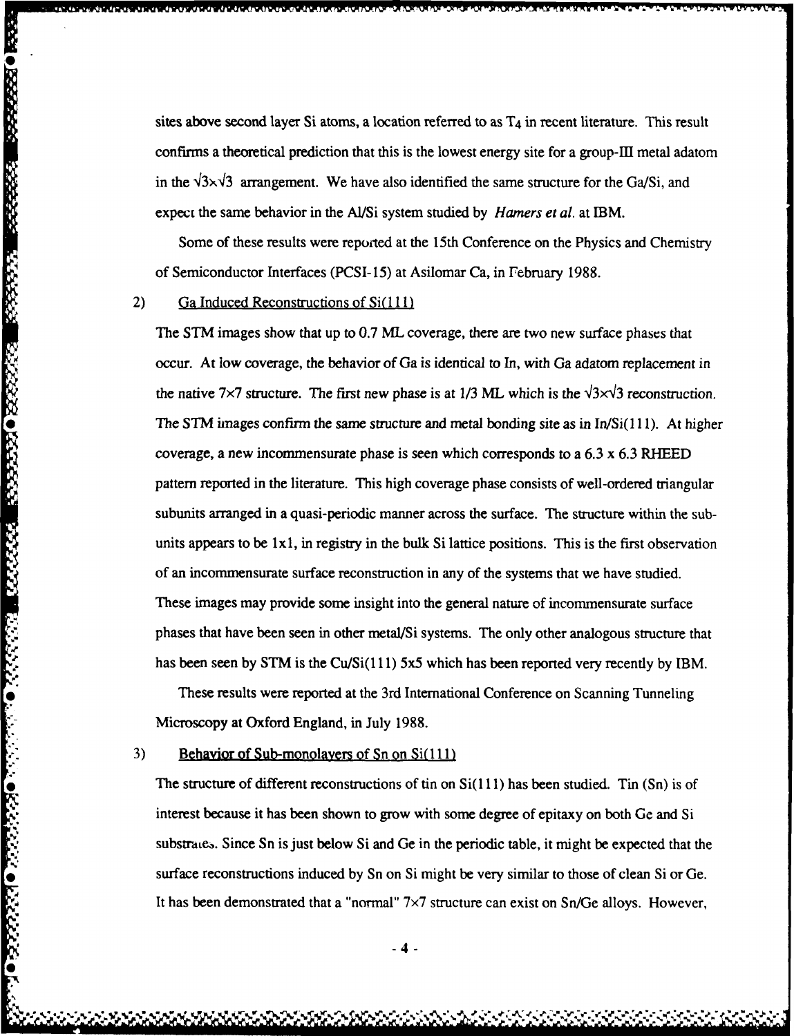sites above second layer Si atoms, a location referred to as $T_4$ in recent literature. This result confirms a theoretical prediction that this is the lowest energy site for a group-III metal adatom in the $\sqrt{3}\times\sqrt{3}$ arrangement. We have also identified the same structure for the Ga/Si, and expect the same behavior in the Al/Si system studied by *Hamers et al.* at IBM.

Some of these results were reported at the 15th Conference on the Physics and Chemistry of Semiconductor Interfaces (PCSI-15) at Asilomar Ca, in February 1988.

2) Ga Induced Reconstructions of Si(111)

The STM images show that up to 0.7 ML coverage, there are two new surface phases that occur. At low coverage, the behavior of Ga is identical to In, with Ga adatom replacement in the native 7×7 structure. The first new phase is at 1/3 ML which is the $\sqrt{3}\times\sqrt{3}$ reconstruction. The STM images confirm the same structure and metal bonding site as in In/Si(111). At higher coverage, a new incommensurate phase is seen which corresponds to a 6.3 x 6.3 RHEED pattern reported in the literature. This high coverage phase consists of well-ordered triangular subunits arranged in a quasi-periodic manner across the surface. The structure within the sub-units appears to be 1x1, in registry in the bulk Si lattice positions. This is the first observation of an incommensurate surface reconstruction in any of the systems that we have studied. These images may provide some insight into the general nature of incommensurate surface phases that have been seen in other metal/Si systems. The only other analogous structure that has been seen by STM is the Cu/Si(111) 5x5 which has been reported very recently by IBM.

These results were reported at the 3rd International Conference on Scanning Tunneling Microscopy at Oxford England, in July 1988.

3) Behavior of Sub-monolayers of Sn on Si(111)

The structure of different reconstructions of tin on Si(111) has been studied. Tin (Sn) is of interest because it has been shown to grow with some degree of epitaxy on both Ge and Si substrates. Since Sn is just below Si and Ge in the periodic table, it might be expected that the surface reconstructions induced by Sn on Si might be very similar to those of clean Si or Ge. It has been demonstrated that a "normal" 7×7 structure can exist on Sn/Ge alloys. However,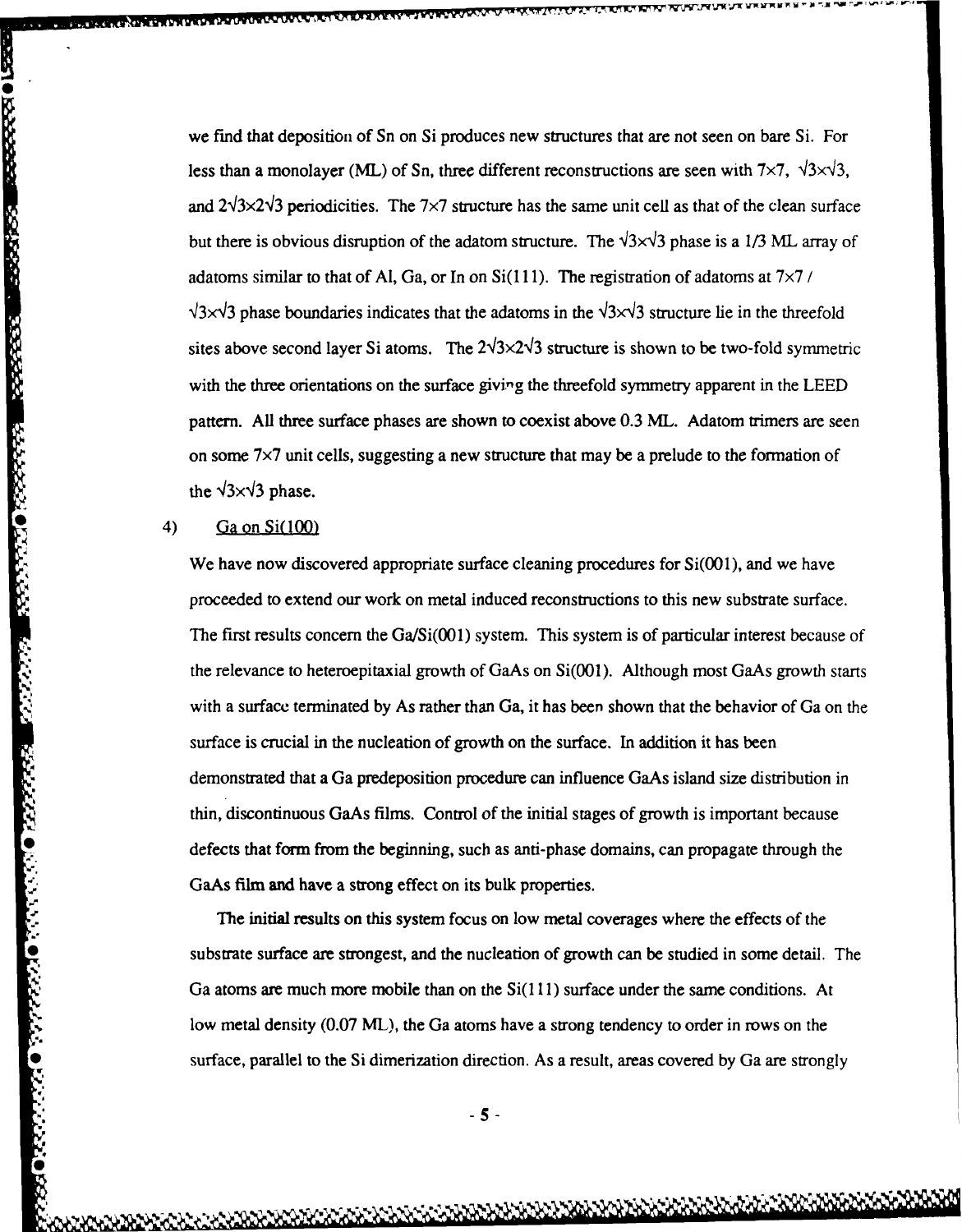we find that deposition of Sn on Si produces new structures that are not seen on bare Si. For less than a monolayer (ML) of Sn, three different reconstructions are seen with 7×7, $\sqrt{3}\times\sqrt{3}$, and $2\sqrt{3}\times2\sqrt{3}$ periodicities. The 7×7 structure has the same unit cell as that of the clean surface but there is obvious disruption of the adatom structure. The $\sqrt{3}\times\sqrt{3}$ phase is a 1/3 ML array of adatoms similar to that of Al, Ga, or In on Si(111). The registration of adatoms at 7×7 / $\sqrt{3}\times\sqrt{3}$ phase boundaries indicates that the adatoms in the $\sqrt{3}\times\sqrt{3}$ structure lie in the threefold sites above second layer Si atoms. The $2\sqrt{3}\times2\sqrt{3}$ structure is shown to be two-fold symmetric with the three orientations on the surface giving the threefold symmetry apparent in the LEED pattern. All three surface phases are shown to coexist above 0.3 ML. Adatom trimers are seen on some 7×7 unit cells, suggesting a new structure that may be a prelude to the formation of the $\sqrt{3}\times\sqrt{3}$ phase.

4) Ga on Si(100)

We have now discovered appropriate surface cleaning procedures for Si(001), and we have proceeded to extend our work on metal induced reconstructions to this new substrate surface. The first results concern the Ga/Si(001) system. This system is of particular interest because of the relevance to heteroepitaxial growth of GaAs on Si(001). Although most GaAs growth starts with a surface terminated by As rather than Ga, it has been shown that the behavior of Ga on the surface is crucial in the nucleation of growth on the surface. In addition it has been demonstrated that a Ga predeposition procedure can influence GaAs island size distribution in thin, discontinuous GaAs films. Control of the initial stages of growth is important because defects that form from the beginning, such as anti-phase domains, can propagate through the GaAs film and have a strong effect on its bulk properties.

The initial results on this system focus on low metal coverages where the effects of the substrate surface are strongest, and the nucleation of growth can be studied in some detail. The Ga atoms are much more mobile than on the Si(111) surface under the same conditions. At low metal density (0.07 ML), the Ga atoms have a strong tendency to order in rows on the surface, parallel to the Si dimerization direction. As a result, areas covered by Ga are strongly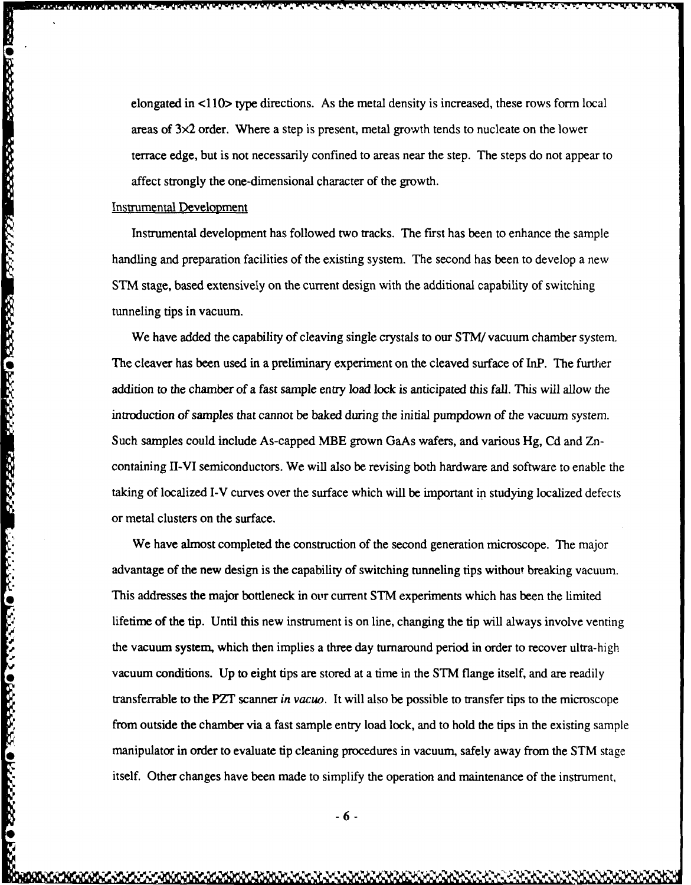elongated in <110> type directions. As the metal density is increased, these rows form local areas of 3×2 order. Where a step is present, metal growth tends to nucleate on the lower terrace edge, but is not necessarily confined to areas near the step. The steps do not appear to affect strongly the one-dimensional character of the growth.

## Instrumental Development

Instrumental development has followed two tracks. The first has been to enhance the sample handling and preparation facilities of the existing system. The second has been to develop a new STM stage, based extensively on the current design with the additional capability of switching tunneling tips in vacuum.

We have added the capability of cleaving single crystals to our STM/ vacuum chamber system. The cleaver has been used in a preliminary experiment on the cleaved surface of InP. The further addition to the chamber of a fast sample entry load lock is anticipated this fall. This will allow the introduction of samples that cannot be baked during the initial pumpdown of the vacuum system. Such samples could include As-capped MBE grown GaAs wafers, and various Hg, Cd and Zn-containing II-VI semiconductors. We will also be revising both hardware and software to enable the taking of localized I-V curves over the surface which will be important in studying localized defects or metal clusters on the surface.

We have almost completed the construction of the second generation microscope. The major advantage of the new design is the capability of switching tunneling tips without breaking vacuum. This addresses the major bottleneck in our current STM experiments which has been the limited lifetime of the tip. Until this new instrument is on line, changing the tip will always involve venting the vacuum system, which then implies a three day turnaround period in order to recover ultra-high vacuum conditions. Up to eight tips are stored at a time in the STM flange itself, and are readily transferrable to the PZT scanner *in vacuo*. It will also be possible to transfer tips to the microscope from outside the chamber via a fast sample entry load lock, and to hold the tips in the existing sample manipulator in order to evaluate tip cleaning procedures in vacuum, safely away from the STM stage itself. Other changes have been made to simplify the operation and maintenance of the instrument,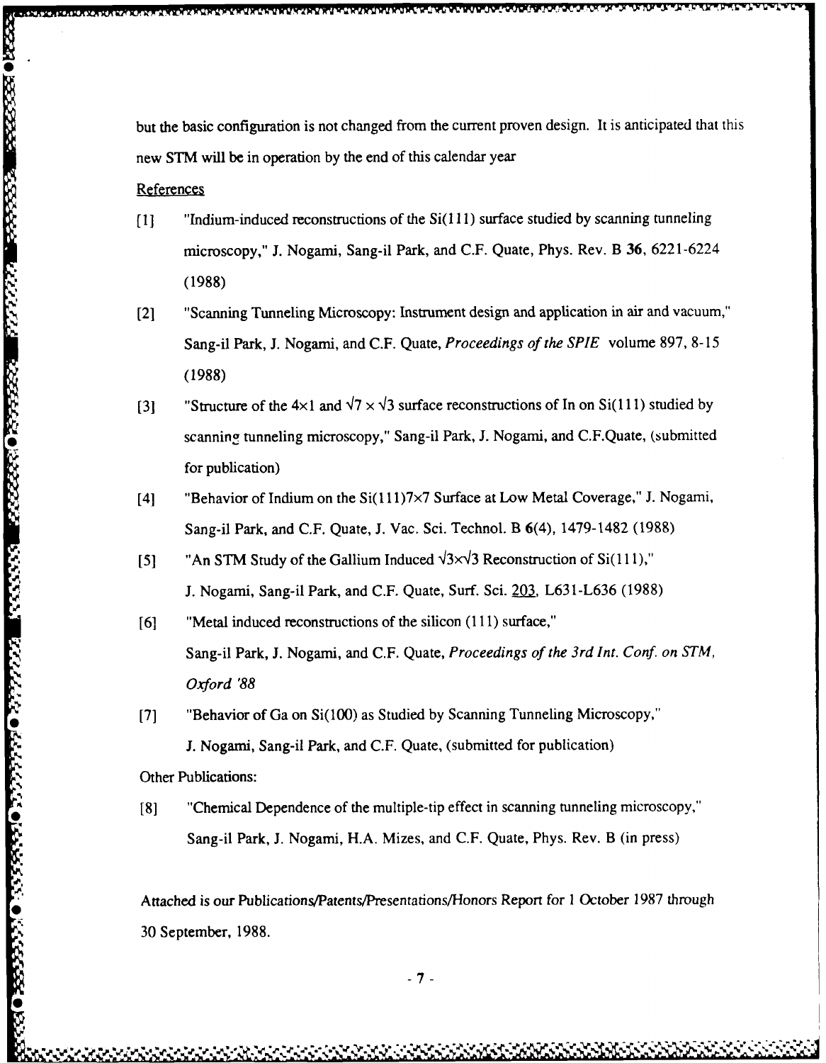but the basic configuration is not changed from the current proven design. It is anticipated that this new STM will be in operation by the end of this calendar year

<u>References</u>

[1] "Indium-induced reconstructions of the Si(111) surface studied by scanning tunneling microscopy," J. Nogami, Sang-il Park, and C.F. Quate, Phys. Rev. B **36**, 6221-6224 (1988)

[2] "Scanning Tunneling Microscopy: Instrument design and application in air and vacuum," Sang-il Park, J. Nogami, and C.F. Quate, *Proceedings of the SPIE* volume 897, 8-15 (1988)

[3] "Structure of the 4×1 and $\sqrt{7} \times \sqrt{3}$ surface reconstructions of In on Si(111) studied by scanning tunneling microscopy," Sang-il Park, J. Nogami, and C.F.Quate, (submitted for publication)

[4] "Behavior of Indium on the Si(111)7×7 Surface at Low Metal Coverage," J. Nogami, Sang-il Park, and C.F. Quate, J. Vac. Sci. Technol. B **6**(4), 1479-1482 (1988)

[5] "An STM Study of the Gallium Induced $\sqrt{3}\times\sqrt{3}$ Reconstruction of Si(111)," J. Nogami, Sang-il Park, and C.F. Quate, Surf. Sci. <u>203</u>, L631-L636 (1988)

[6] "Metal induced reconstructions of the silicon (111) surface," Sang-il Park, J. Nogami, and C.F. Quate, *Proceedings of the 3rd Int. Conf. on STM, Oxford '88*

[7] "Behavior of Ga on Si(100) as Studied by Scanning Tunneling Microscopy," J. Nogami, Sang-il Park, and C.F. Quate, (submitted for publication)

Other Publications:

[8] "Chemical Dependence of the multiple-tip effect in scanning tunneling microscopy," Sang-il Park, J. Nogami, H.A. Mizes, and C.F. Quate, Phys. Rev. B (in press)

Attached is our Publications/Patents/Presentations/Honors Report for 1 October 1987 through 30 September, 1988.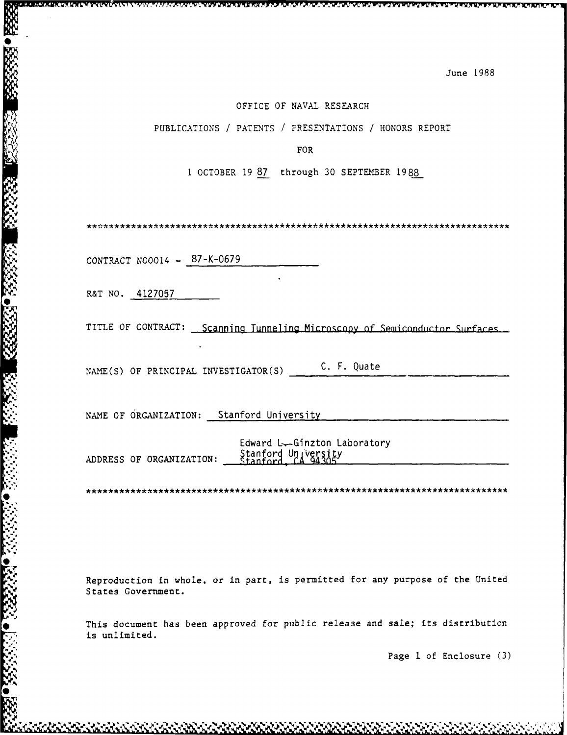June 1988

OFFICE OF NAVAL RESEARCH

PUBLICATIONS / PATENTS / PRESENTATIONS / HONORS REPORT

FOR

1 OCTOBER 19 87 through 30 SEPTEMBER 1988

****************************************************************************

CONTRACT N00014 - 87-K-0679

R&T NO. 4127057

TITLE OF CONTRACT: Scanning Tunneling Microscopy of Semiconductor Surfaces

NAME(S) OF PRINCIPAL INVESTIGATOR(S) C. F. Quate

NAME OF ORGANIZATION: Stanford University

ADDRESS OF ORGANIZATION: Edward L. Ginzton Laboratory
Stanford University
Stanford, CA 94305

****************************************************************************

Reproduction in whole, or in part, is permitted for any purpose of the United States Government.

This document has been approved for public release and sale; its distribution is unlimited.

Page 1 of Enclosure (3)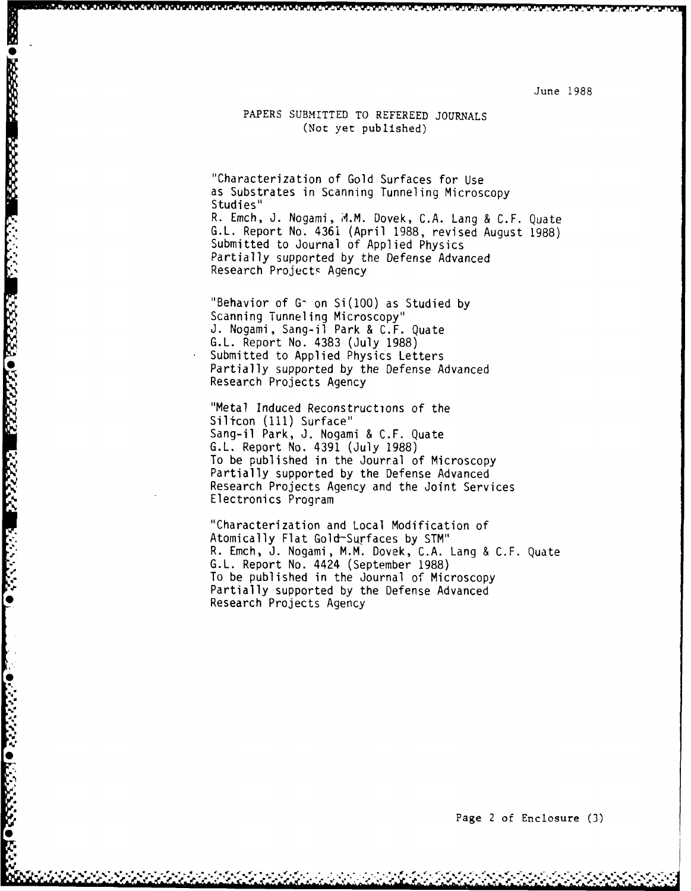June 1988

PAPERS SUBMITTED TO REFEREED JOURNALS
(Not yet published)

"Characterization of Gold Surfaces for Use as Substrates in Scanning Tunneling Microscopy Studies"
R. Emch, J. Nogami, M.M. Dovek, C.A. Lang & C.F. Quate
G.L. Report No. 4361 (April 1988, revised August 1988)
Submitted to Journal of Applied Physics
Partially supported by the Defense Advanced Research Projects Agency

"Behavior of G- on Si(100) as Studied by Scanning Tunneling Microscopy"
J. Nogami, Sang-il Park & C.F. Quate
G.L. Report No. 4383 (July 1988)
Submitted to Applied Physics Letters
Partially supported by the Defense Advanced Research Projects Agency

"Metal Induced Reconstructions of the Silicon (111) Surface"
Sang-il Park, J. Nogami & C.F. Quate
G.L. Report No. 4391 (July 1988)
To be published in the Journal of Microscopy
Partially supported by the Defense Advanced Research Projects Agency and the Joint Services Electronics Program

"Characterization and Local Modification of Atomically Flat Gold Surfaces by STM"
R. Emch, J. Nogami, M.M. Dovek, C.A. Lang & C.F. Quate
G.L. Report No. 4424 (September 1988)
To be published in the Journal of Microscopy
Partially supported by the Defense Advanced Research Projects Agency

Page 2 of Enclosure (3)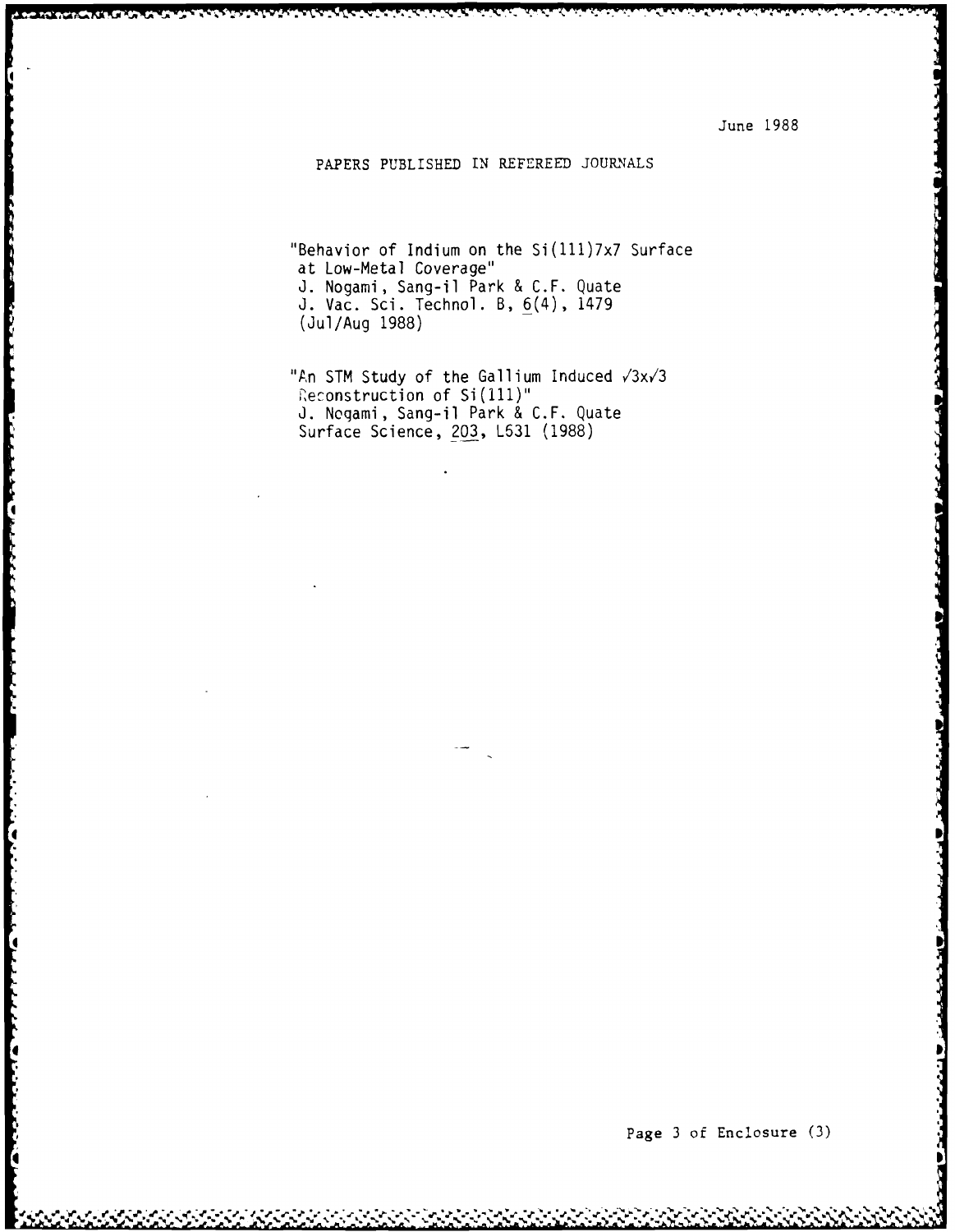June 1988

## PAPERS PUBLISHED IN REFEREED JOURNALS

"Behavior of Indium on the Si(111)7x7 Surface at Low-Metal Coverage"
J. Nogami, Sang-il Park & C.F. Quate
J. Vac. Sci. Technol. B, 6(4), 1479
(Jul/Aug 1988)

"An STM Study of the Gallium Induced $\sqrt{3}$x$\sqrt{3}$ Reconstruction of Si(111)"
J. Nogami, Sang-il Park & C.F. Quate
Surface Science, 203, L631 (1988)

Page 3 of Enclosure (3)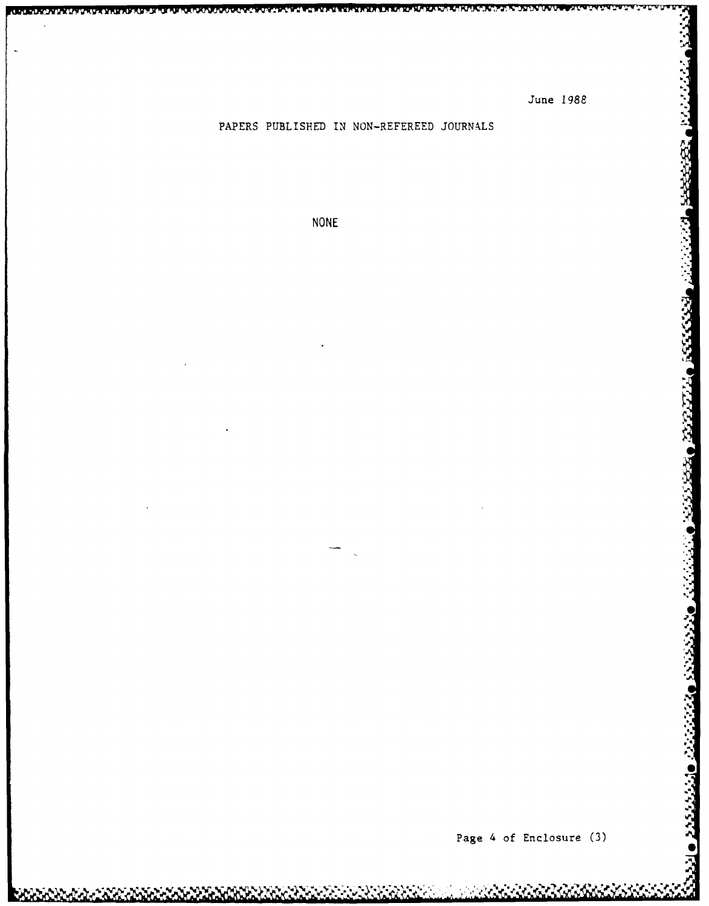June 1988

## PAPERS PUBLISHED IN NON-REFEREED JOURNALS

NONE

Page 4 of Enclosure (3)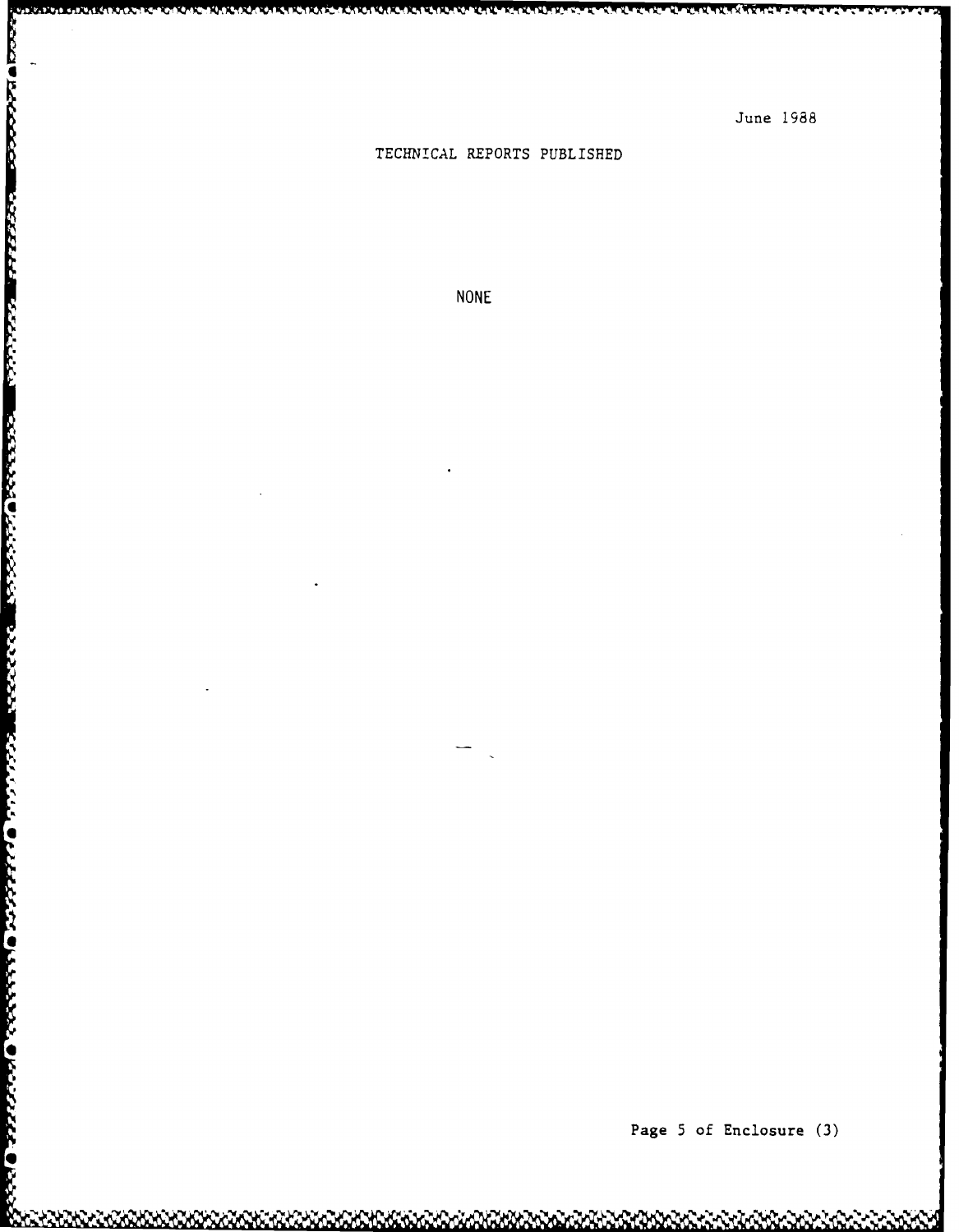June 1988

# TECHNICAL REPORTS PUBLISHED

NONE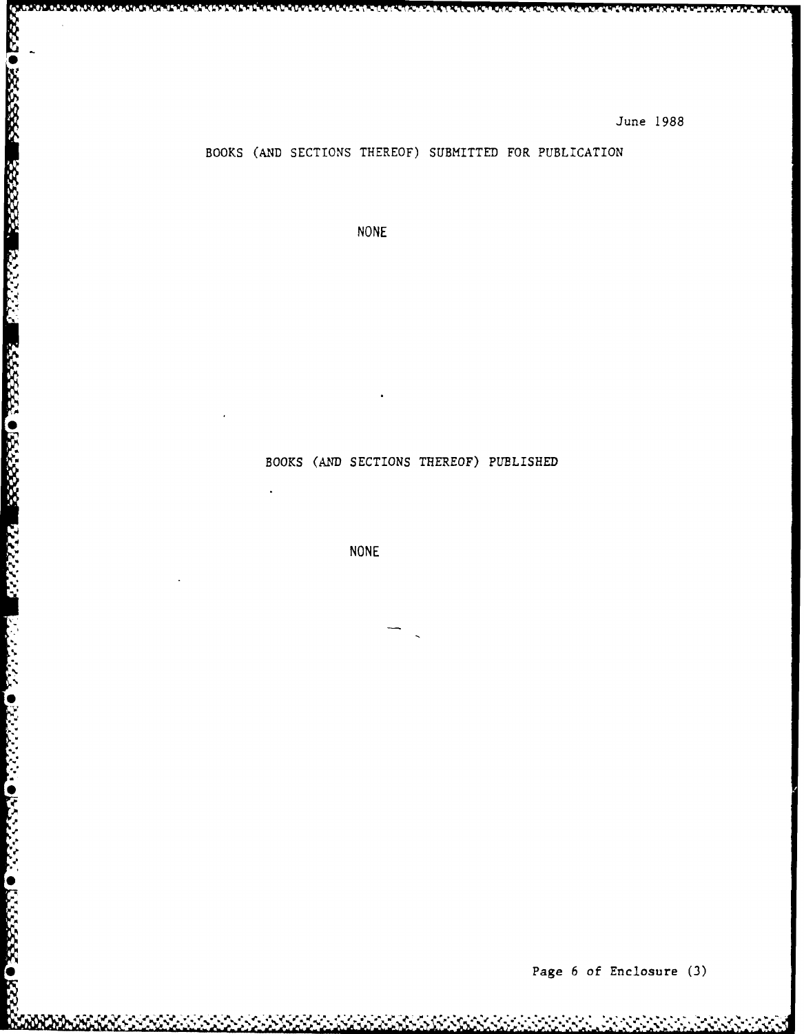June 1988

## BOOKS (AND SECTIONS THEREOF) SUBMITTED FOR PUBLICATION

NONE

## BOOKS (AND SECTIONS THEREOF) PUBLISHED

NONE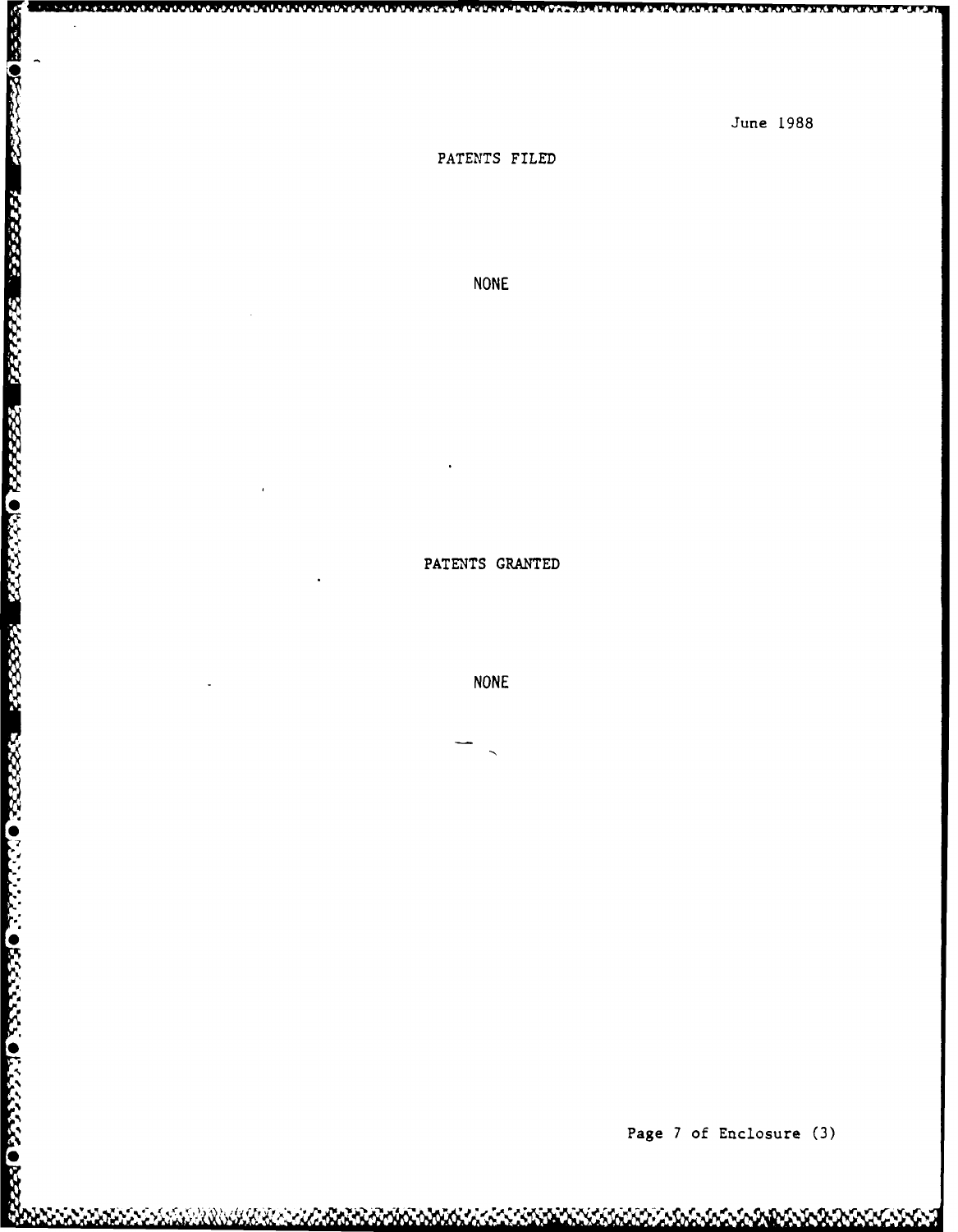June 1988

## PATENTS FILED

NONE

## PATENTS GRANTED

NONE

Page 7 of Enclosure (3)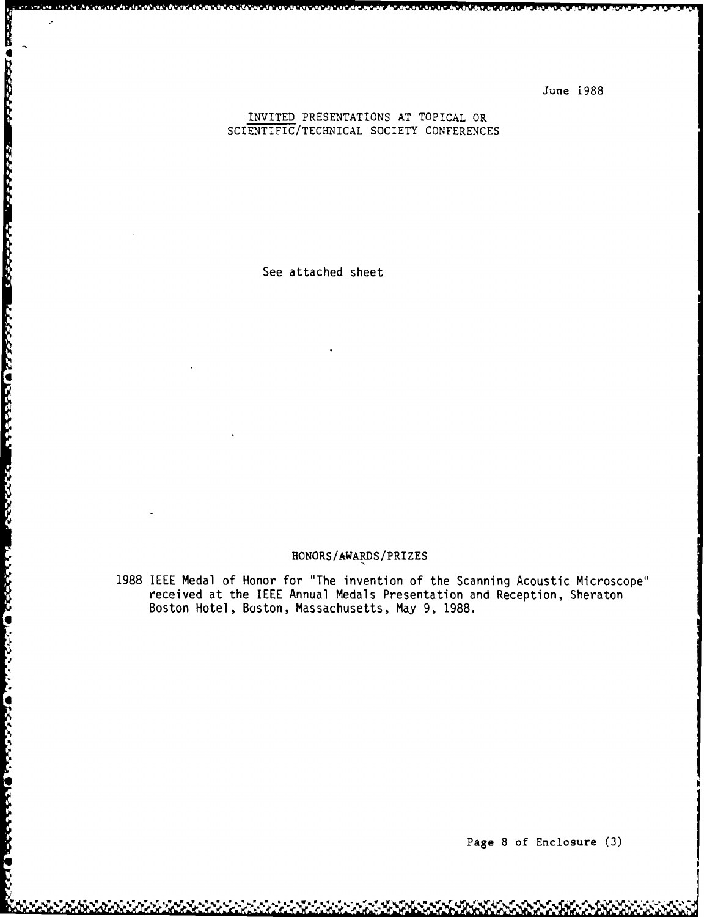June 1988

## INVITED PRESENTATIONS AT TOPICAL OR SCIENTIFIC/TECHNICAL SOCIETY CONFERENCES

See attached sheet

## HONORS/AWARDS/PRIZES

1988 IEEE Medal of Honor for "The invention of the Scanning Acoustic Microscope" received at the IEEE Annual Medals Presentation and Reception, Sheraton Boston Hotel, Boston, Massachusetts, May 9, 1988.

Page 8 of Enclosure (3)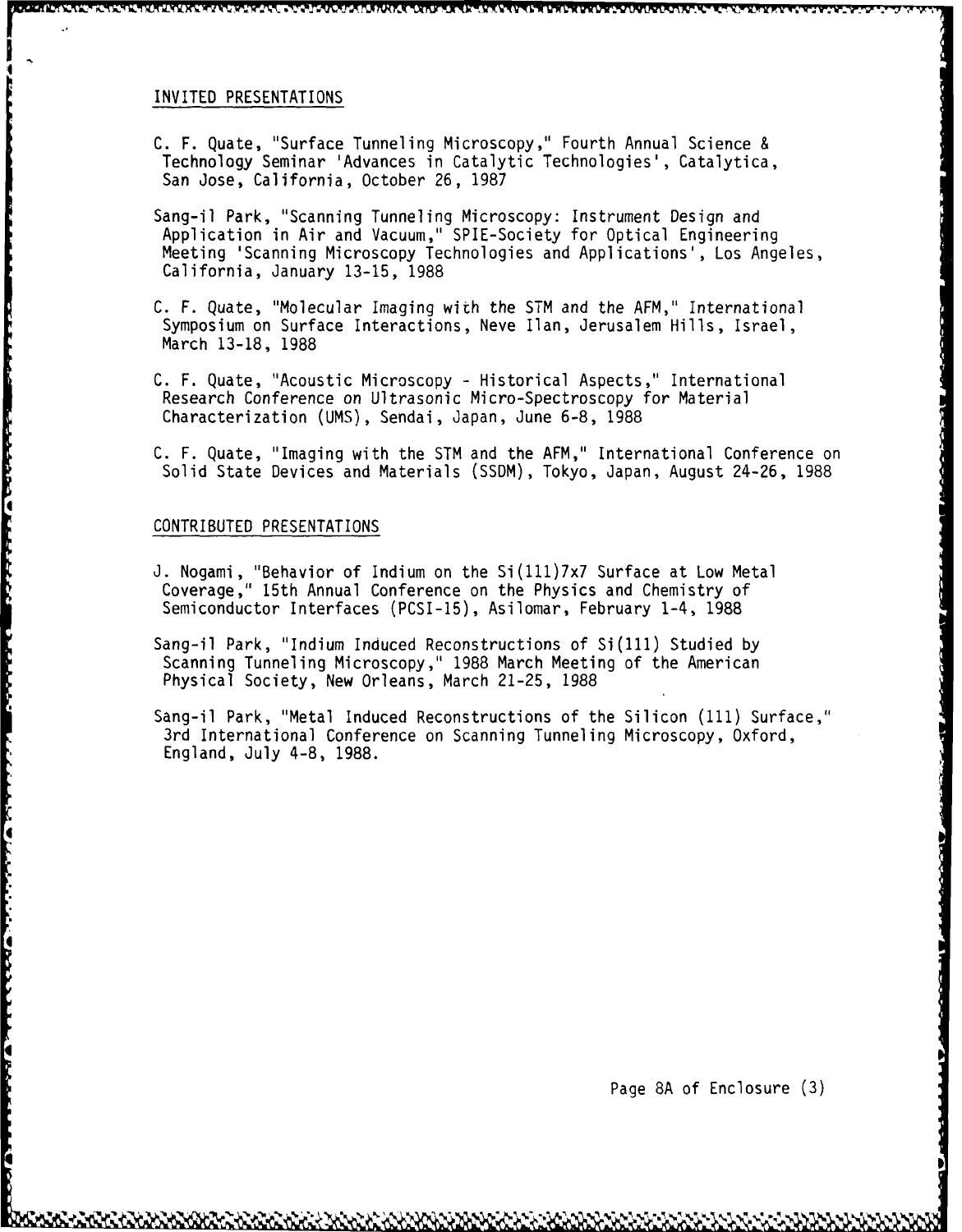## INVITED PRESENTATIONS

C. F. Quate, "Surface Tunneling Microscopy," Fourth Annual Science & Technology Seminar 'Advances in Catalytic Technologies', Catalytica, San Jose, California, October 26, 1987

Sang-il Park, "Scanning Tunneling Microscopy: Instrument Design and Application in Air and Vacuum," SPIE-Society for Optical Engineering Meeting 'Scanning Microscopy Technologies and Applications', Los Angeles, California, January 13-15, 1988

C. F. Quate, "Molecular Imaging with the STM and the AFM," International Symposium on Surface Interactions, Neve Ilan, Jerusalem Hills, Israel, March 13-18, 1988

C. F. Quate, "Acoustic Microscopy - Historical Aspects," International Research Conference on Ultrasonic Micro-Spectroscopy for Material Characterization (UMS), Sendai, Japan, June 6-8, 1988

C. F. Quate, "Imaging with the STM and the AFM," International Conference on Solid State Devices and Materials (SSDM), Tokyo, Japan, August 24-26, 1988

## CONTRIBUTED PRESENTATIONS

J. Nogami, "Behavior of Indium on the Si(111)7x7 Surface at Low Metal Coverage," 15th Annual Conference on the Physics and Chemistry of Semiconductor Interfaces (PCSI-15), Asilomar, February 1-4, 1988

Sang-il Park, "Indium Induced Reconstructions of Si(111) Studied by Scanning Tunneling Microscopy," 1988 March Meeting of the American Physical Society, New Orleans, March 21-25, 1988

Sang-il Park, "Metal Induced Reconstructions of the Silicon (111) Surface," 3rd International Conference on Scanning Tunneling Microscopy, Oxford, England, July 4-8, 1988.

Page 8A of Enclosure (3)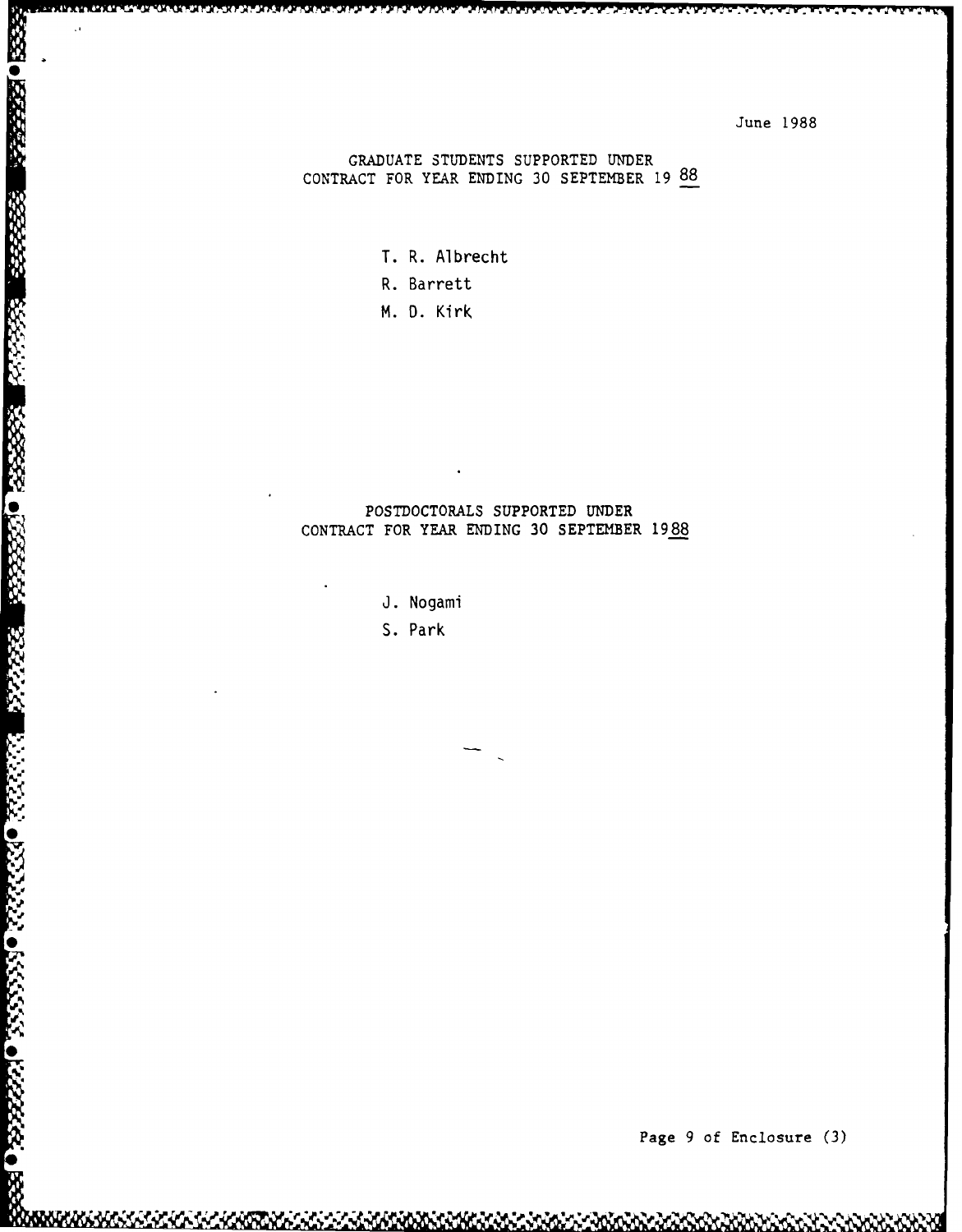June 1988

GRADUATE STUDENTS SUPPORTED UNDER
CONTRACT FOR YEAR ENDING 30 SEPTEMBER 19 88

T. R. Albrecht

R. Barrett

M. D. Kirk

POSTDOCTORALS SUPPORTED UNDER
CONTRACT FOR YEAR ENDING 30 SEPTEMBER 1988

J. Nogami

S. Park

Page 9 of Enclosure (3)